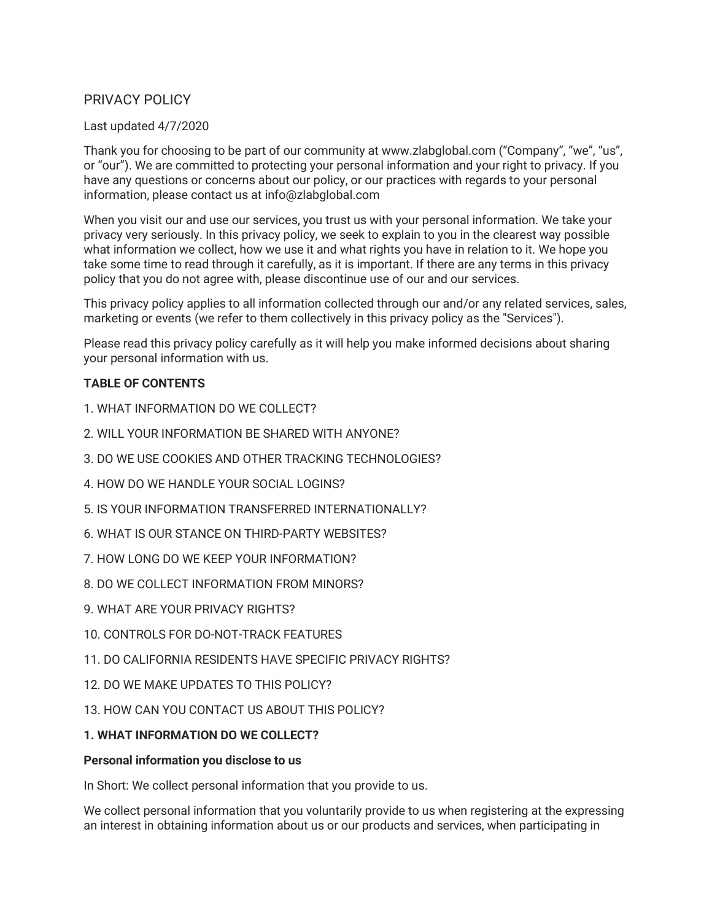# PRIVACY POLICY

Last updated 4/7/2020

Thank you for choosing to be part of our community at www.zlabglobal.com ("Company", "we", "us", or "our"). We are committed to protecting your personal information and your right to privacy. If you have any questions or concerns about our policy, or our practices with regards to your personal information, please contact us at info@zlabglobal.com

When you visit our and use our services, you trust us with your personal information. We take your privacy very seriously. In this privacy policy, we seek to explain to you in the clearest way possible what information we collect, how we use it and what rights you have in relation to it. We hope you take some time to read through it carefully, as it is important. If there are any terms in this privacy policy that you do not agree with, please discontinue use of our and our services.

This privacy policy applies to all information collected through our and/or any related services, sales, marketing or events (we refer to them collectively in this privacy policy as the "Services").

Please read this privacy policy carefully as it will help you make informed decisions about sharing your personal information with us.

**TABLE OF CONTENTS**

1. WHAT INFORMATION DO WE COLLECT?

2. WILL YOUR INFORMATION BE SHARED WITH ANYONE?

3. DO WE USE COOKIES AND OTHER TRACKING TECHNOLOGIES?

4. HOW DO WE HANDLE YOUR SOCIAL LOGINS?

5. IS YOUR INFORMATION TRANSFERRED INTERNATIONALLY?

6. WHAT IS OUR STANCE ON THIRD-PARTY WEBSITES?

7. HOW LONG DO WE KEEP YOUR INFORMATION?

8. DO WE COLLECT INFORMATION FROM MINORS?

9. WHAT ARE YOUR PRIVACY RIGHTS?

10. CONTROLS FOR DO-NOT-TRACK FEATURES

11. DO CALIFORNIA RESIDENTS HAVE SPECIFIC PRIVACY RIGHTS?

12. DO WE MAKE UPDATES TO THIS POLICY?

13. HOW CAN YOU CONTACT US ABOUT THIS POLICY?

## 1. WHAT INFORMATION DO WE COLLECT?

### Personal information you disclose to us

In Short: We collect personal information that you provide to us.

We collect personal information that you voluntarily provide to us when registering at the expressing an interest in obtaining information about us or our products and services, when participating in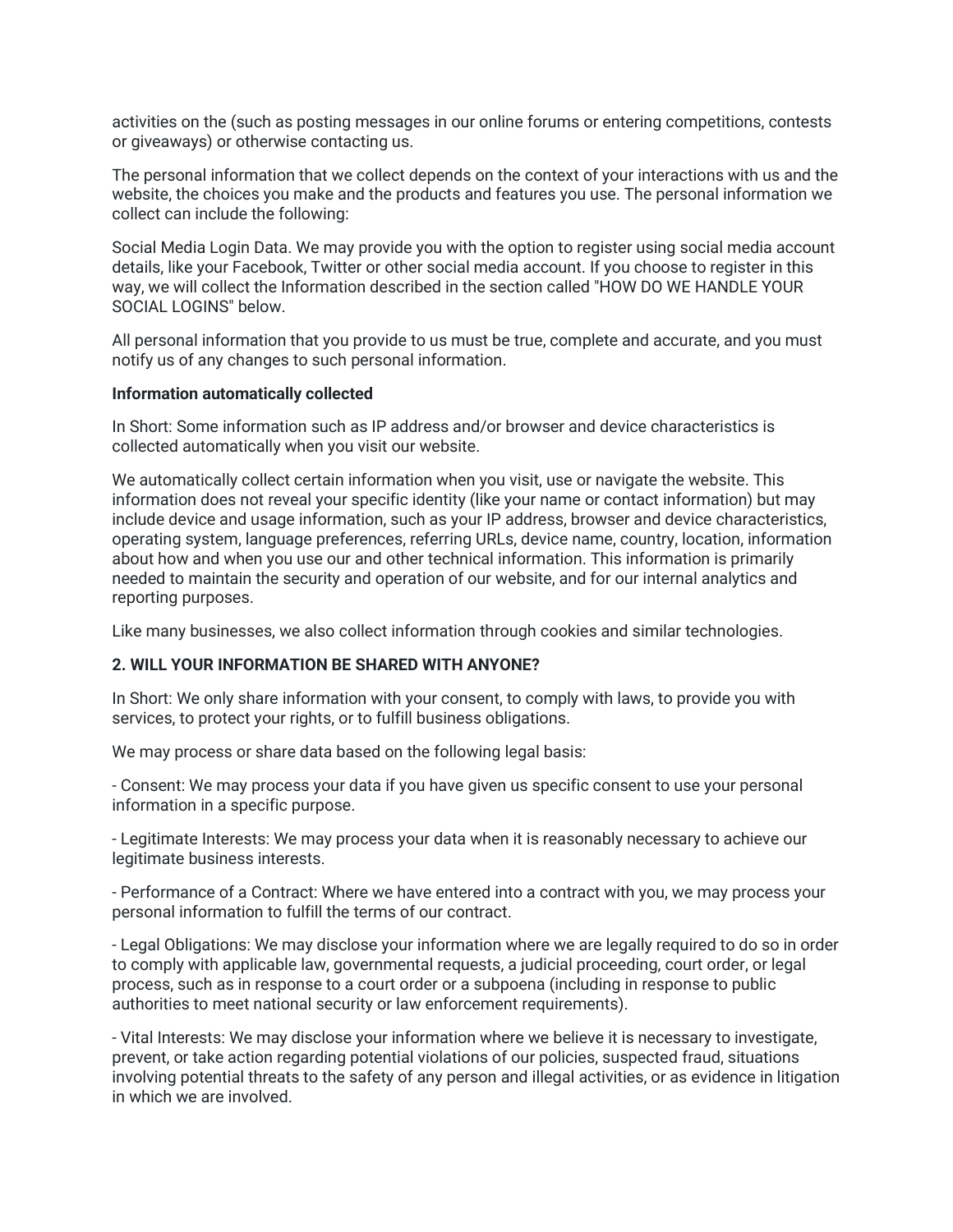activities on the (such as posting messages in our online forums or entering competitions, contests or giveaways) or otherwise contacting us.

The personal information that we collect depends on the context of your interactions with us and the website, the choices you make and the products and features you use. The personal information we collect can include the following:

Social Media Login Data. We may provide you with the option to register using social media account details, like your Facebook, Twitter or other social media account. If you choose to register in this way, we will collect the Information described in the section called "HOW DO WE HANDLE YOUR SOCIAL LOGINS" below.

All personal information that you provide to us must be true, complete and accurate, and you must notify us of any changes to such personal information.

**Information automatically collected**

In Short: Some information such as IP address and/or browser and device characteristics is collected automatically when you visit our website.

We automatically collect certain information when you visit, use or navigate the website. This information does not reveal your specific identity (like your name or contact information) but may include device and usage information, such as your IP address, browser and device characteristics, operating system, language preferences, referring URLs, device name, country, location, information about how and when you use our and other technical information. This information is primarily needed to maintain the security and operation of our website, and for our internal analytics and reporting purposes.

Like many businesses, we also collect information through cookies and similar technologies.

**2. WILL YOUR INFORMATION BE SHARED WITH ANYONE?**

In Short: We only share information with your consent, to comply with laws, to provide you with services, to protect your rights, or to fulfill business obligations.

We may process or share data based on the following legal basis:

- Consent: We may process your data if you have given us specific consent to use your personal information in a specific purpose.

- Legitimate Interests: We may process your data when it is reasonably necessary to achieve our legitimate business interests.

- Performance of a Contract: Where we have entered into a contract with you, we may process your personal information to fulfill the terms of our contract.

- Legal Obligations: We may disclose your information where we are legally required to do so in order to comply with applicable law, governmental requests, a judicial proceeding, court order, or legal process, such as in response to a court order or a subpoena (including in response to public authorities to meet national security or law enforcement requirements).

- Vital Interests: We may disclose your information where we believe it is necessary to investigate, prevent, or take action regarding potential violations of our policies, suspected fraud, situations involving potential threats to the safety of any person and illegal activities, or as evidence in litigation in which we are involved.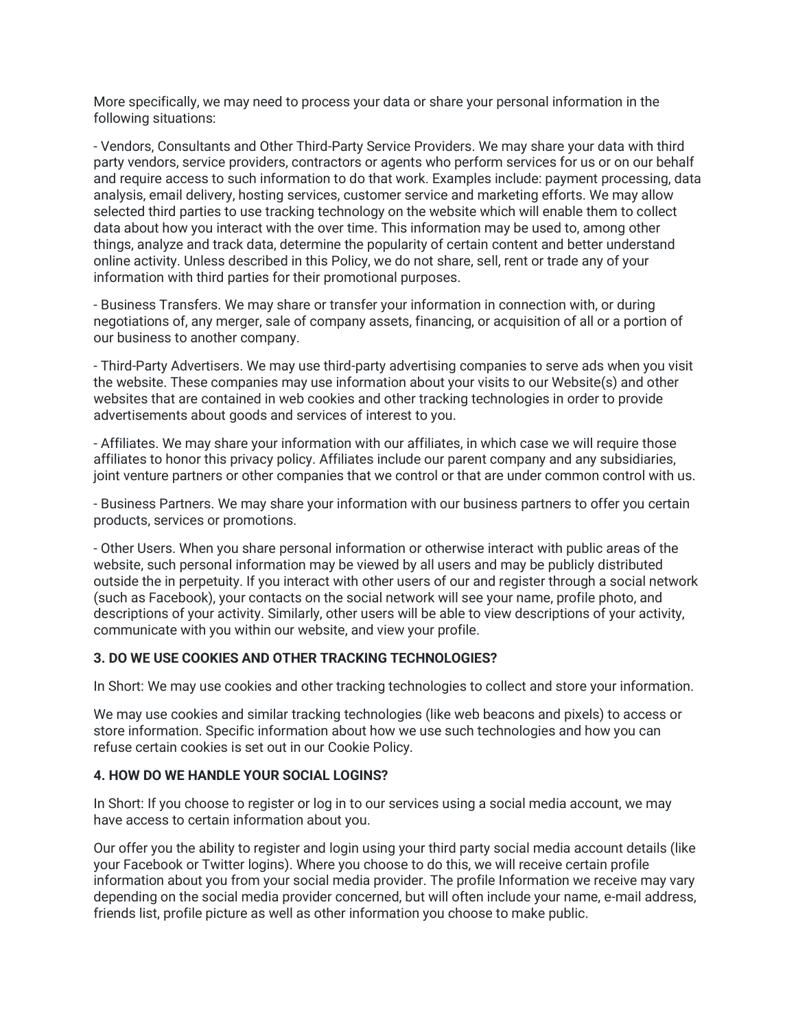More specifically, we may need to process your data or share your personal information in the following situations:

- Vendors, Consultants and Other Third-Party Service Providers. We may share your data with third party vendors, service providers, contractors or agents who perform services for us or on our behalf and require access to such information to do that work. Examples include: payment processing, data analysis, email delivery, hosting services, customer service and marketing efforts. We may allow selected third parties to use tracking technology on the website which will enable them to collect data about how you interact with the over time. This information may be used to, among other things, analyze and track data, determine the popularity of certain content and better understand online activity. Unless described in this Policy, we do not share, sell, rent or trade any of your information with third parties for their promotional purposes.

- Business Transfers. We may share or transfer your information in connection with, or during negotiations of, any merger, sale of company assets, financing, or acquisition of all or a portion of our business to another company.

- Third-Party Advertisers. We may use third-party advertising companies to serve ads when you visit the website. These companies may use information about your visits to our Website(s) and other websites that are contained in web cookies and other tracking technologies in order to provide advertisements about goods and services of interest to you.

- Affiliates. We may share your information with our affiliates, in which case we will require those affiliates to honor this privacy policy. Affiliates include our parent company and any subsidiaries, joint venture partners or other companies that we control or that are under common control with us.

- Business Partners. We may share your information with our business partners to offer you certain products, services or promotions.

- Other Users. When you share personal information or otherwise interact with public areas of the website, such personal information may be viewed by all users and may be publicly distributed outside the in perpetuity. If you interact with other users of our and register through a social network (such as Facebook), your contacts on the social network will see your name, profile photo, and descriptions of your activity. Similarly, other users will be able to view descriptions of your activity, communicate with you within our website, and view your profile.

**3. DO WE USE COOKIES AND OTHER TRACKING TECHNOLOGIES?**

In Short: We may use cookies and other tracking technologies to collect and store your information.

We may use cookies and similar tracking technologies (like web beacons and pixels) to access or store information. Specific information about how we use such technologies and how you can refuse certain cookies is set out in our Cookie Policy.

**4. HOW DO WE HANDLE YOUR SOCIAL LOGINS?**

In Short: If you choose to register or log in to our services using a social media account, we may have access to certain information about you.

Our offer you the ability to register and login using your third party social media account details (like your Facebook or Twitter logins). Where you choose to do this, we will receive certain profile information about you from your social media provider. The profile Information we receive may vary depending on the social media provider concerned, but will often include your name, e-mail address, friends list, profile picture as well as other information you choose to make public.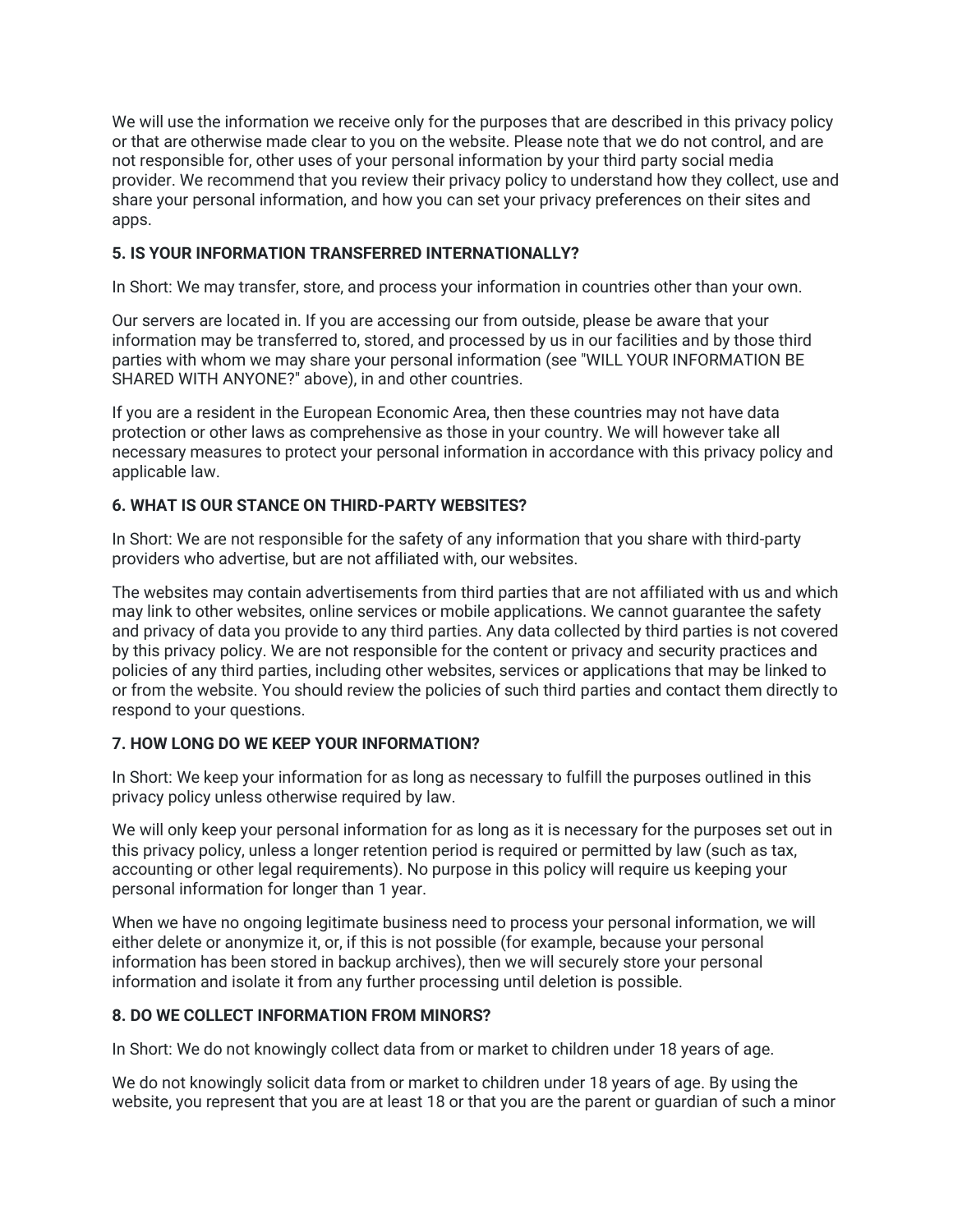We will use the information we receive only for the purposes that are described in this privacy policy or that are otherwise made clear to you on the website. Please note that we do not control, and are not responsible for, other uses of your personal information by your third party social media provider. We recommend that you review their privacy policy to understand how they collect, use and share your personal information, and how you can set your privacy preferences on their sites and apps.

**5. IS YOUR INFORMATION TRANSFERRED INTERNATIONALLY?**

In Short: We may transfer, store, and process your information in countries other than your own.

Our servers are located in. If you are accessing our from outside, please be aware that your information may be transferred to, stored, and processed by us in our facilities and by those third parties with whom we may share your personal information (see "WILL YOUR INFORMATION BE SHARED WITH ANYONE?" above), in and other countries.

If you are a resident in the European Economic Area, then these countries may not have data protection or other laws as comprehensive as those in your country. We will however take all necessary measures to protect your personal information in accordance with this privacy policy and applicable law.

**6. WHAT IS OUR STANCE ON THIRD-PARTY WEBSITES?**

In Short: We are not responsible for the safety of any information that you share with third-party providers who advertise, but are not affiliated with, our websites.

The websites may contain advertisements from third parties that are not affiliated with us and which may link to other websites, online services or mobile applications. We cannot guarantee the safety and privacy of data you provide to any third parties. Any data collected by third parties is not covered by this privacy policy. We are not responsible for the content or privacy and security practices and policies of any third parties, including other websites, services or applications that may be linked to or from the website. You should review the policies of such third parties and contact them directly to respond to your questions.

**7. HOW LONG DO WE KEEP YOUR INFORMATION?**

In Short: We keep your information for as long as necessary to fulfill the purposes outlined in this privacy policy unless otherwise required by law.

We will only keep your personal information for as long as it is necessary for the purposes set out in this privacy policy, unless a longer retention period is required or permitted by law (such as tax, accounting or other legal requirements). No purpose in this policy will require us keeping your personal information for longer than 1 year.

When we have no ongoing legitimate business need to process your personal information, we will either delete or anonymize it, or, if this is not possible (for example, because your personal information has been stored in backup archives), then we will securely store your personal information and isolate it from any further processing until deletion is possible.

**8. DO WE COLLECT INFORMATION FROM MINORS?**

In Short: We do not knowingly collect data from or market to children under 18 years of age.

We do not knowingly solicit data from or market to children under 18 years of age. By using the website, you represent that you are at least 18 or that you are the parent or guardian of such a minor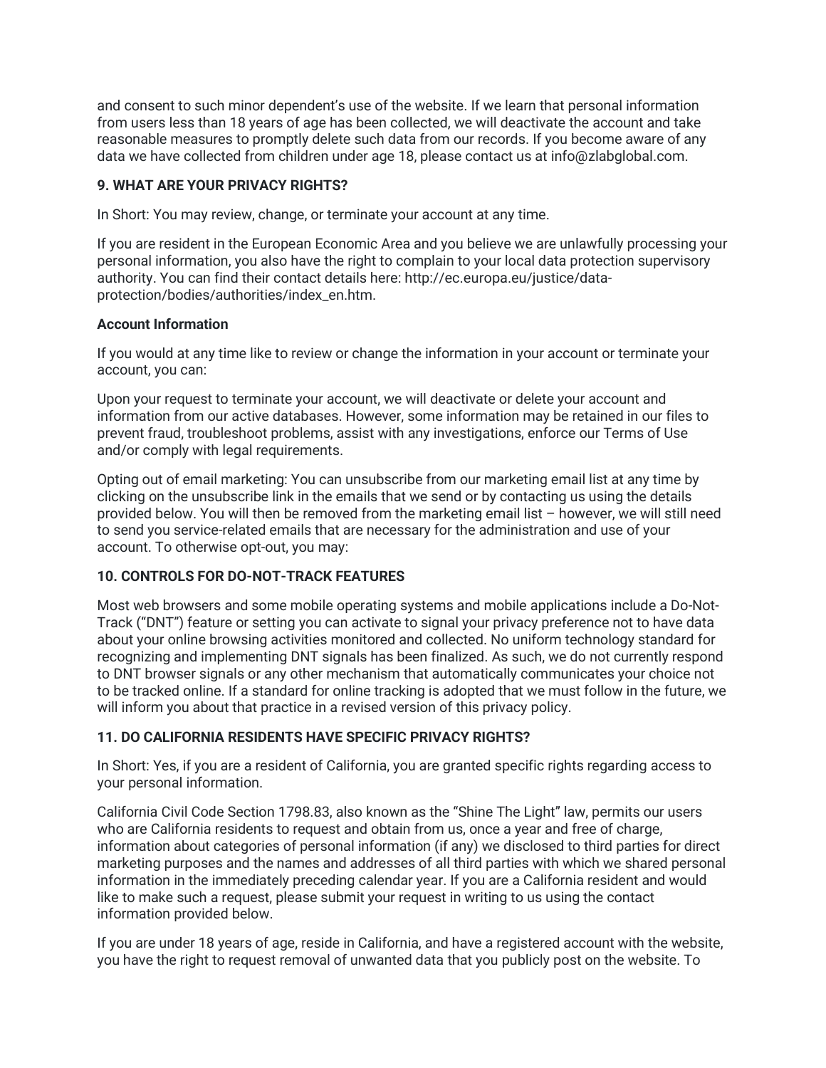and consent to such minor dependent's use of the website. If we learn that personal information from users less than 18 years of age has been collected, we will deactivate the account and take reasonable measures to promptly delete such data from our records. If you become aware of any data we have collected from children under age 18, please contact us at info@zlabglobal.com.

## 9. WHAT ARE YOUR PRIVACY RIGHTS?

In Short: You may review, change, or terminate your account at any time.

If you are resident in the European Economic Area and you believe we are unlawfully processing your personal information, you also have the right to complain to your local data protection supervisory authority. You can find their contact details here: http://ec.europa.eu/justice/data-protection/bodies/authorities/index_en.htm.

### Account Information

If you would at any time like to review or change the information in your account or terminate your account, you can:

Upon your request to terminate your account, we will deactivate or delete your account and information from our active databases. However, some information may be retained in our files to prevent fraud, troubleshoot problems, assist with any investigations, enforce our Terms of Use and/or comply with legal requirements.

Opting out of email marketing: You can unsubscribe from our marketing email list at any time by clicking on the unsubscribe link in the emails that we send or by contacting us using the details provided below. You will then be removed from the marketing email list – however, we will still need to send you service-related emails that are necessary for the administration and use of your account. To otherwise opt-out, you may:

## 10. CONTROLS FOR DO-NOT-TRACK FEATURES

Most web browsers and some mobile operating systems and mobile applications include a Do-Not-Track ("DNT") feature or setting you can activate to signal your privacy preference not to have data about your online browsing activities monitored and collected. No uniform technology standard for recognizing and implementing DNT signals has been finalized. As such, we do not currently respond to DNT browser signals or any other mechanism that automatically communicates your choice not to be tracked online. If a standard for online tracking is adopted that we must follow in the future, we will inform you about that practice in a revised version of this privacy policy.

## 11. DO CALIFORNIA RESIDENTS HAVE SPECIFIC PRIVACY RIGHTS?

In Short: Yes, if you are a resident of California, you are granted specific rights regarding access to your personal information.

California Civil Code Section 1798.83, also known as the "Shine The Light" law, permits our users who are California residents to request and obtain from us, once a year and free of charge, information about categories of personal information (if any) we disclosed to third parties for direct marketing purposes and the names and addresses of all third parties with which we shared personal information in the immediately preceding calendar year. If you are a California resident and would like to make such a request, please submit your request in writing to us using the contact information provided below.

If you are under 18 years of age, reside in California, and have a registered account with the website, you have the right to request removal of unwanted data that you publicly post on the website. To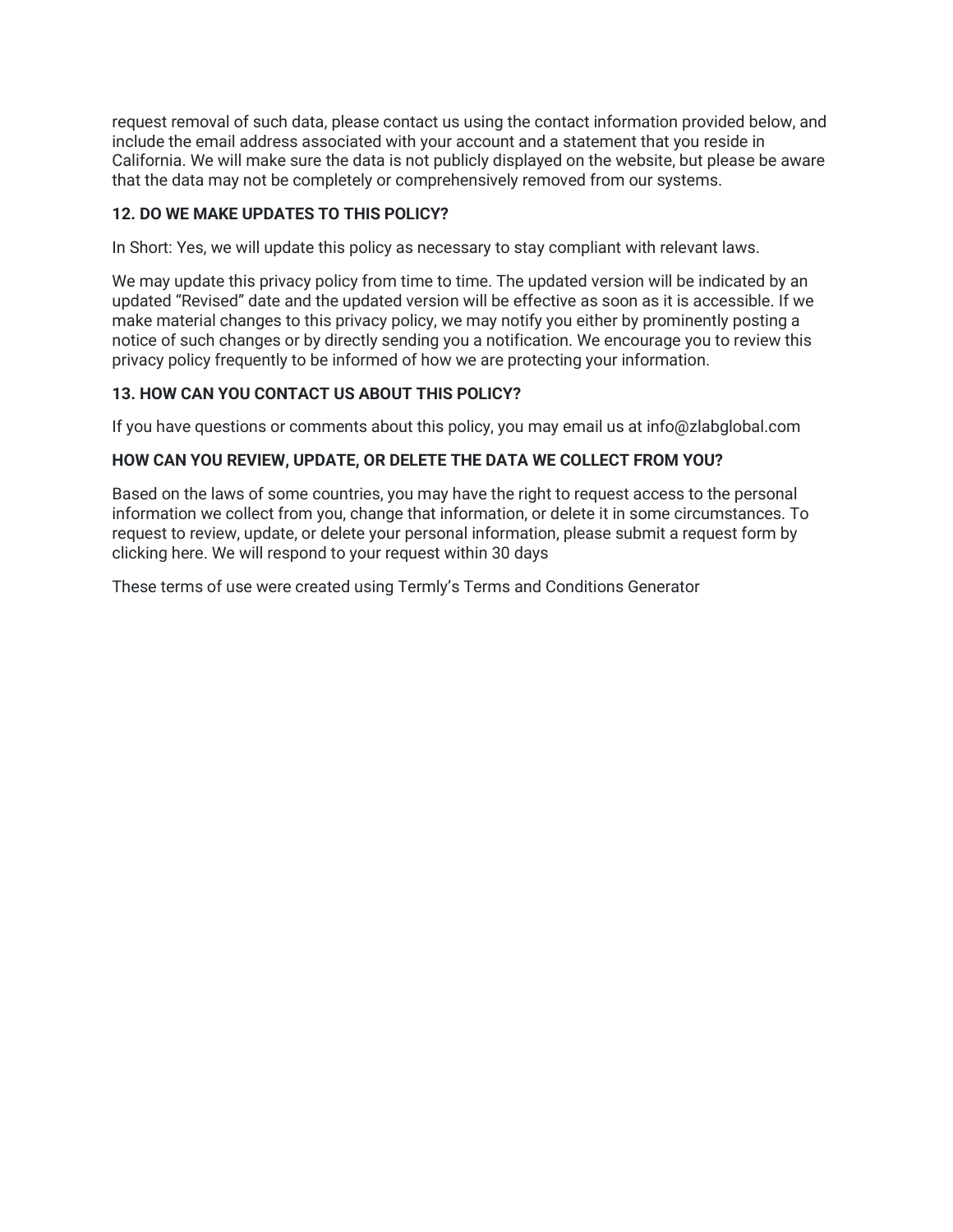request removal of such data, please contact us using the contact information provided below, and include the email address associated with your account and a statement that you reside in California. We will make sure the data is not publicly displayed on the website, but please be aware that the data may not be completely or comprehensively removed from our systems.

**12. DO WE MAKE UPDATES TO THIS POLICY?**

In Short: Yes, we will update this policy as necessary to stay compliant with relevant laws.

We may update this privacy policy from time to time. The updated version will be indicated by an updated “Revised” date and the updated version will be effective as soon as it is accessible. If we make material changes to this privacy policy, we may notify you either by prominently posting a notice of such changes or by directly sending you a notification. We encourage you to review this privacy policy frequently to be informed of how we are protecting your information.

**13. HOW CAN YOU CONTACT US ABOUT THIS POLICY?**

If you have questions or comments about this policy, you may email us at info@zlabglobal.com

**HOW CAN YOU REVIEW, UPDATE, OR DELETE THE DATA WE COLLECT FROM YOU?**

Based on the laws of some countries, you may have the right to request access to the personal information we collect from you, change that information, or delete it in some circumstances. To request to review, update, or delete your personal information, please submit a request form by clicking here. We will respond to your request within 30 days

These terms of use were created using Termly’s Terms and Conditions Generator